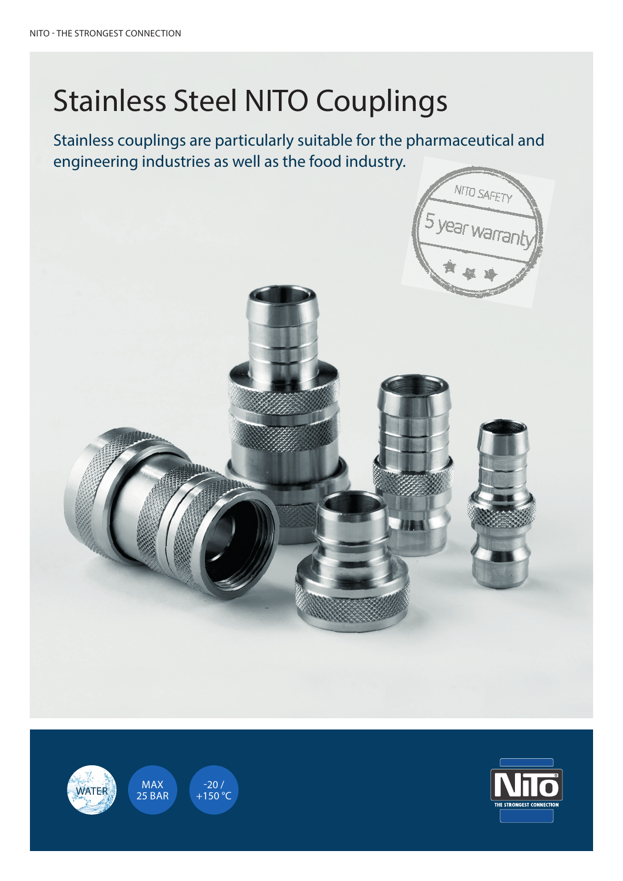# Stainless Steel NITO Couplings

Stainless couplings are particularly suitable for the pharmaceutical and engineering industries as well as the food industry.

NITO SAFETY

5 year warranty

WATER

MAX 25 BAR

-20 / +150 °C

NITO

THE STRONGEST CONNECTION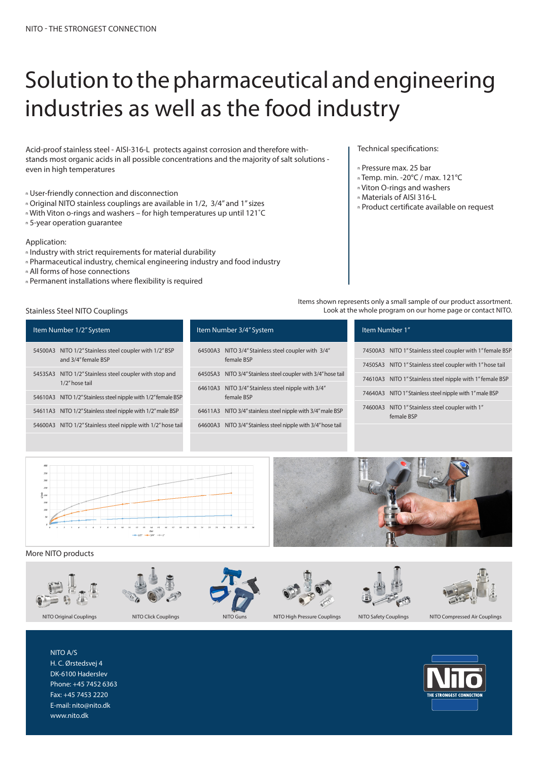# Solution to the pharmaceutical and engineering industries as well as the food industry

Acid-proof stainless steel - AISI-316-L protects against corrosion and therefore withstands most organic acids in all possible concentrations and the majority of salt solutions - even in high temperatures

- User-friendly connection and disconnection
- Original NITO stainless couplings are available in 1/2, 3/4" and 1" sizes
- With Viton o-rings and washers – for high temperatures up until 121˚C
- 5-year operation guarantee

Application:

- Industry with strict requirements for material durability
- Pharmaceutical industry, chemical engineering industry and food industry
- All forms of hose connections
- Permanent installations where flexibility is required

Technical specifications:

- Pressure max. 25 bar
- Temp. min. -20°C / max. 121°C
- Viton O-rings and washers
- Materials of AISI 316-L
- Product certificate available on request

Items shown represents only a small sample of our product assortment. Look at the whole program on our home page or contact NITO.

Stainless Steel NITO Couplings

| Item Number 1/2" System | Item Number 3/4" System | Item Number 1" |
|---|---|---|
| 54500A3 NITO 1/2" Stainless steel coupler with 1/2" BSP and 3/4" female BSP | 64500A3 NITO 3/4" Stainless steel coupler with 3/4" female BSP | 74500A3 NITO 1" Stainless steel coupler with 1" female BSP |
| 5453SA3 NITO 1/2" Stainless steel coupler with stop and 1/2" hose tail | 6450SA3 NITO 3/4" Stainless steel coupler with 3/4" hose tail | 7450SA3 NITO 1" Stainless steel coupler with 1" hose tail |
| 54610A3 NITO 1/2" Stainless steel nipple with 1/2" female BSP | 64610A3 NITO 3/4" Stainless steel nipple with 3/4" female BSP | 74610A3 NITO 1" Stainless steel nipple with 1" female BSP |
| 54611A3 NITO 1/2" Stainless steel nipple with 1/2" male BSP | 64611A3 NITO 3/4" stainless steel nipple with 3/4" male BSP | 74640A3 NITO 1" Stainless steel nipple with 1" male BSP |
| 54600A3 NITO 1/2" Stainless steel nipple with 1/2" hose tail | 64600A3 NITO 3/4" Stainless steel nipple with 3/4" hose tail | 74600A3 NITO 1" Stainless steel coupler with 1" female BSP |

400
350
300
250
200
150
100
50
0
L/min
0 1 2 3 4 5 6 7 8 9 10 11 12 13 14 15 16 17 18 19 20 21 22 23 24 25 26 27 28
Bar
1/2" 3/4" 1"

More NITO products

NITO Original Couplings

NITO Click Couplings

NITO Guns

NITO High Pressure Couplings

NITO Safety Couplings

NITO Compressed Air Couplings

NITO A/S
H. C. Ørstedsvej 4
DK-6100 Haderslev
Phone: +45 7452 6363
Fax: +45 7453 2220
E-mail: nito@nito.dk
www.nito.dk

NITO THE STRONGEST CONNECTION